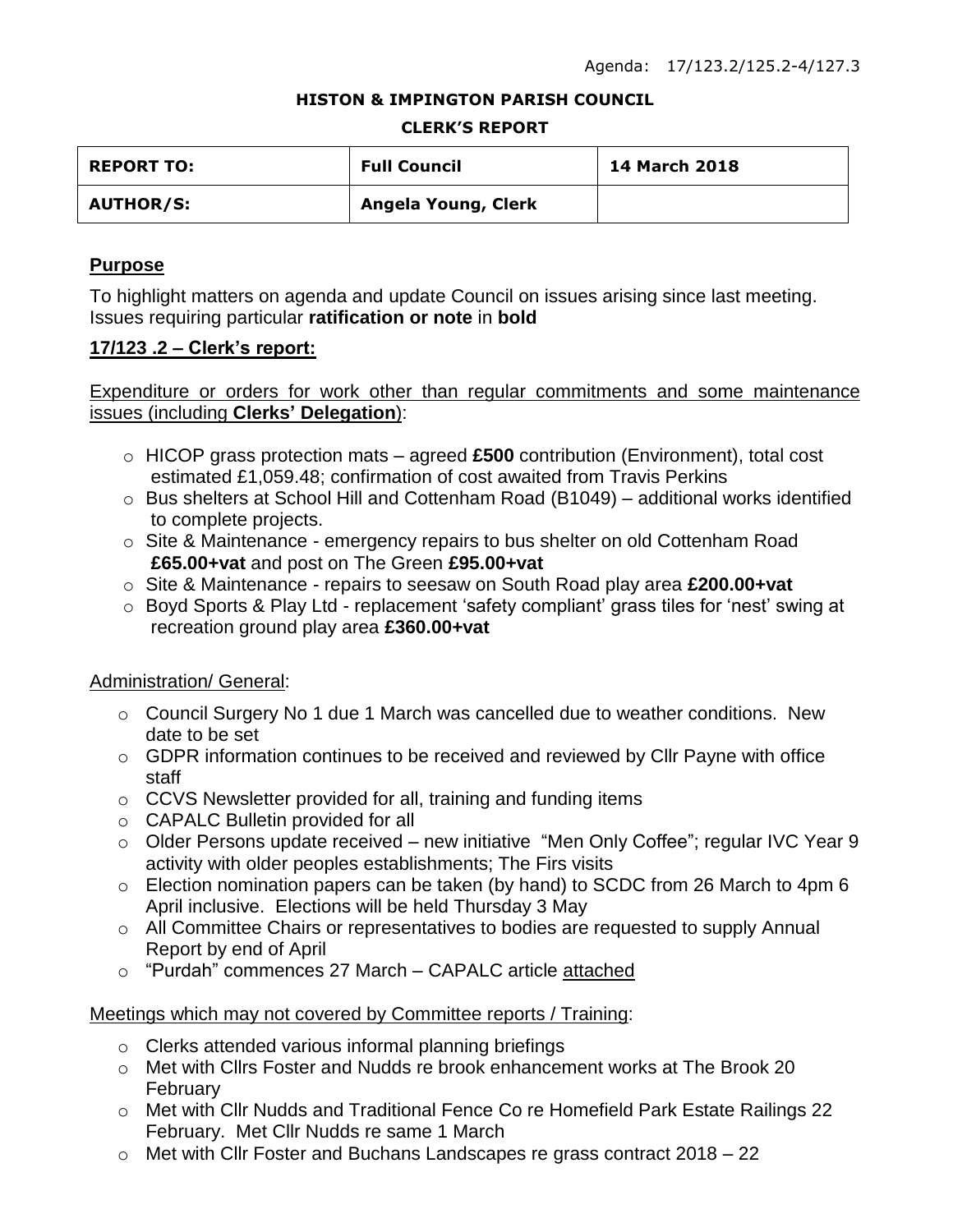Agenda: 17/123.2/125.2-4/127.3

**HISTON & IMPINGTON PARISH COUNCIL**

**CLERK'S REPORT**

| | | |
|---|---|---|
| **REPORT TO:** | **Full Council** | **14 March 2018** |
| **AUTHOR/S:** | **Angela Young, Clerk** | |

## Purpose

To highlight matters on agenda and update Council on issues arising since last meeting. Issues requiring particular **ratification or note** in **bold**

## 17/123 .2 – Clerk's report:

Expenditure or orders for work other than regular commitments and some maintenance issues (including **Clerks' Delegation**):

- HICOP grass protection mats – agreed **£500** contribution (Environment), total cost estimated £1,059.48; confirmation of cost awaited from Travis Perkins
- Bus shelters at School Hill and Cottenham Road (B1049) – additional works identified to complete projects.
- Site & Maintenance - emergency repairs to bus shelter on old Cottenham Road **£65.00+vat** and post on The Green **£95.00+vat**
- Site & Maintenance - repairs to seesaw on South Road play area **£200.00+vat**
- Boyd Sports & Play Ltd - replacement 'safety compliant' grass tiles for 'nest' swing at recreation ground play area **£360.00+vat**

Administration/ General:

- Council Surgery No 1 due 1 March was cancelled due to weather conditions. New date to be set
- GDPR information continues to be received and reviewed by Cllr Payne with office staff
- CCVS Newsletter provided for all, training and funding items
- CAPALC Bulletin provided for all
- Older Persons update received – new initiative "Men Only Coffee"; regular IVC Year 9 activity with older peoples establishments; The Firs visits
- Election nomination papers can be taken (by hand) to SCDC from 26 March to 4pm 6 April inclusive. Elections will be held Thursday 3 May
- All Committee Chairs or representatives to bodies are requested to supply Annual Report by end of April
- "Purdah" commences 27 March – CAPALC article attached

Meetings which may not covered by Committee reports / Training:

- Clerks attended various informal planning briefings
- Met with Cllrs Foster and Nudds re brook enhancement works at The Brook 20 February
- Met with Cllr Nudds and Traditional Fence Co re Homefield Park Estate Railings 22 February. Met Cllr Nudds re same 1 March
- Met with Cllr Foster and Buchans Landscapes re grass contract 2018 – 22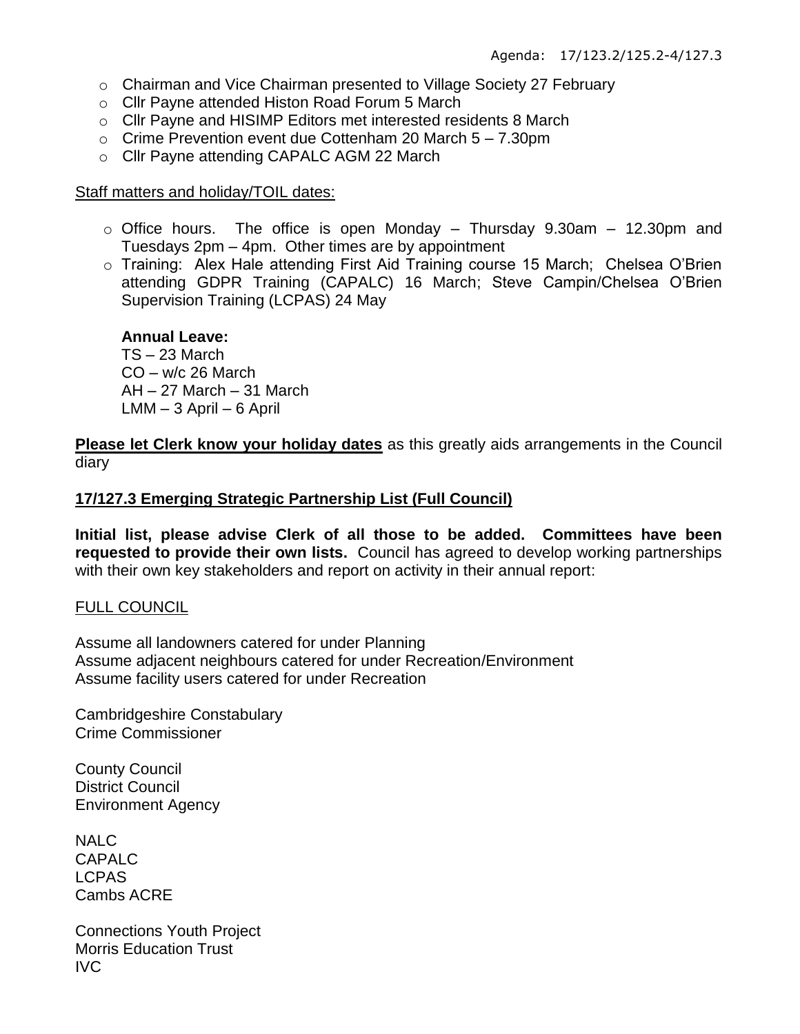- Chairman and Vice Chairman presented to Village Society 27 February
- Cllr Payne attended Histon Road Forum 5 March
- Cllr Payne and HISIMP Editors met interested residents 8 March
- Crime Prevention event due Cottenham 20 March 5 – 7.30pm
- Cllr Payne attending CAPALC AGM 22 March

Staff matters and holiday/TOIL dates:

- Office hours. The office is open Monday – Thursday 9.30am – 12.30pm and Tuesdays 2pm – 4pm. Other times are by appointment
- Training: Alex Hale attending First Aid Training course 15 March; Chelsea O'Brien attending GDPR Training (CAPALC) 16 March; Steve Campin/Chelsea O'Brien Supervision Training (LCPAS) 24 May

**Annual Leave:**
TS – 23 March
CO – w/c 26 March
AH – 27 March – 31 March
LMM – 3 April – 6 April

**Please let Clerk know your holiday dates** as this greatly aids arrangements in the Council diary

## 17/127.3 Emerging Strategic Partnership List (Full Council)

**Initial list, please advise Clerk of all those to be added. Committees have been requested to provide their own lists.** Council has agreed to develop working partnerships with their own key stakeholders and report on activity in their annual report:

FULL COUNCIL

Assume all landowners catered for under Planning
Assume adjacent neighbours catered for under Recreation/Environment
Assume facility users catered for under Recreation

Cambridgeshire Constabulary
Crime Commissioner

County Council
District Council
Environment Agency

NALC
CAPALC
LCPAS
Cambs ACRE

Connections Youth Project
Morris Education Trust
IVC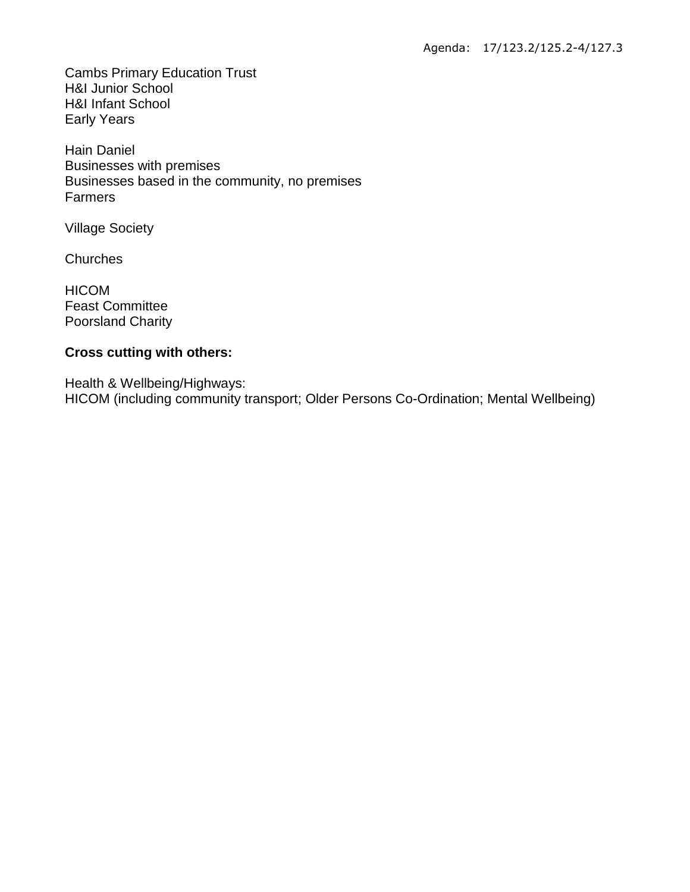Agenda: 17/123.2/125.2-4/127.3

Cambs Primary Education Trust
H&I Junior School
H&I Infant School
Early Years

Hain Daniel
Businesses with premises
Businesses based in the community, no premises
Farmers

Village Society

Churches

HICOM
Feast Committee
Poorsland Charity

**Cross cutting with others:**

Health & Wellbeing/Highways:
HICOM (including community transport; Older Persons Co-Ordination; Mental Wellbeing)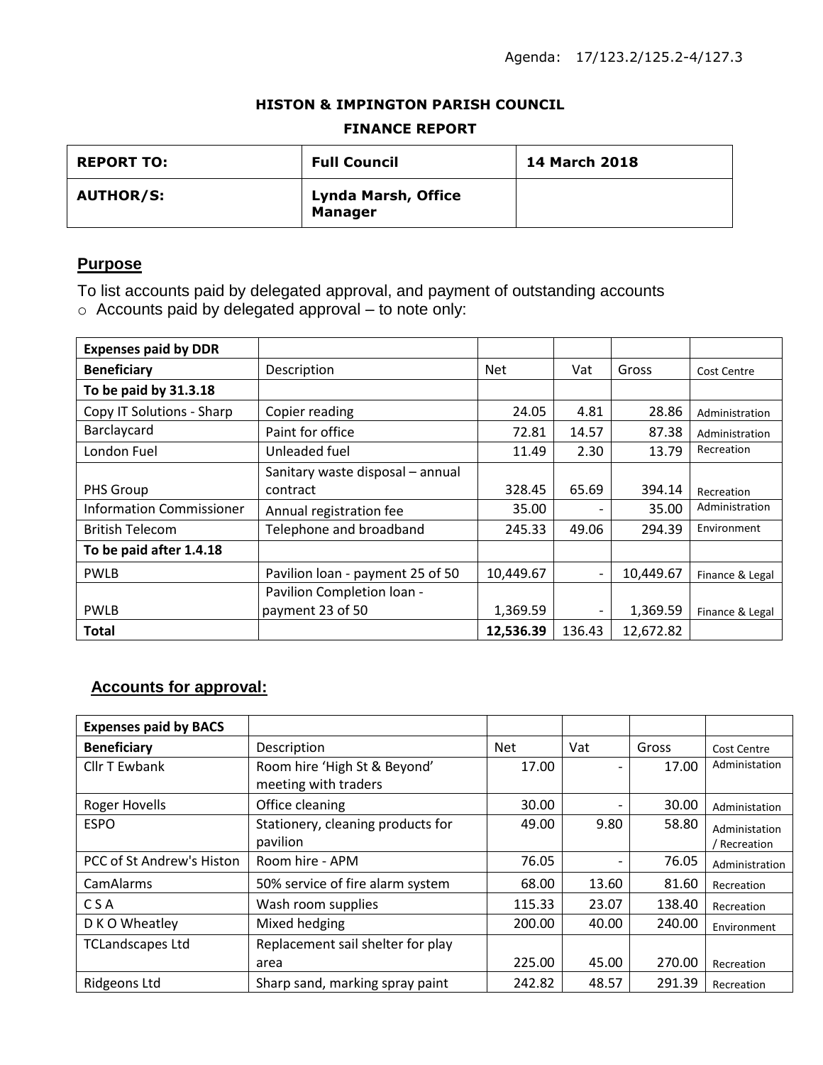Agenda: 17/123.2/125.2-4/127.3

**HISTON & IMPINGTON PARISH COUNCIL**

**FINANCE REPORT**

| | | |
|---|---|---|
| **REPORT TO:** | **Full Council** | **14 March 2018** |
| **AUTHOR/S:** | **Lynda Marsh, Office Manager** | |

## Purpose

To list accounts paid by delegated approval, and payment of outstanding accounts

- Accounts paid by delegated approval – to note only:

| **Expenses paid by DDR** | | | | | |
|---|---|---|---|---|---|
| **Beneficiary** | Description | Net | Vat | Gross | Cost Centre |
| **To be paid by 31.3.18** | | | | | |
| Copy IT Solutions - Sharp | Copier reading | 24.05 | 4.81 | 28.86 | Administration |
| Barclaycard | Paint for office | 72.81 | 14.57 | 87.38 | Administration |
| London Fuel | Unleaded fuel | 11.49 | 2.30 | 13.79 | Recreation |
| PHS Group | Sanitary waste disposal – annual contract | 328.45 | 65.69 | 394.14 | Recreation |
| Information Commissioner | Annual registration fee | 35.00 | - | 35.00 | Administration |
| British Telecom | Telephone and broadband | 245.33 | 49.06 | 294.39 | Environment |
| **To be paid after 1.4.18** | | | | | |
| PWLB | Pavilion loan - payment 25 of 50 | 10,449.67 | - | 10,449.67 | Finance & Legal |
| PWLB | Pavilion Completion loan - payment 23 of 50 | 1,369.59 | - | 1,369.59 | Finance & Legal |
| **Total** | | **12,536.39** | 136.43 | 12,672.82 | |

## Accounts for approval:

| **Expenses paid by BACS** | | | | | |
|---|---|---|---|---|---|
| **Beneficiary** | Description | Net | Vat | Gross | Cost Centre |
| Cllr T Ewbank | Room hire 'High St & Beyond' meeting with traders | 17.00 | - | 17.00 | Administation |
| Roger Hovells | Office cleaning | 30.00 | - | 30.00 | Administation |
| ESPO | Stationery, cleaning products for pavilion | 49.00 | 9.80 | 58.80 | Administation / Recreation |
| PCC of St Andrew's Histon | Room hire - APM | 76.05 | - | 76.05 | Administration |
| CamAlarms | 50% service of fire alarm system | 68.00 | 13.60 | 81.60 | Recreation |
| C S A | Wash room supplies | 115.33 | 23.07 | 138.40 | Recreation |
| D K O Wheatley | Mixed hedging | 200.00 | 40.00 | 240.00 | Environment |
| TCLandscapes Ltd | Replacement sail shelter for play area | 225.00 | 45.00 | 270.00 | Recreation |
| Ridgeons Ltd | Sharp sand, marking spray paint | 242.82 | 48.57 | 291.39 | Recreation |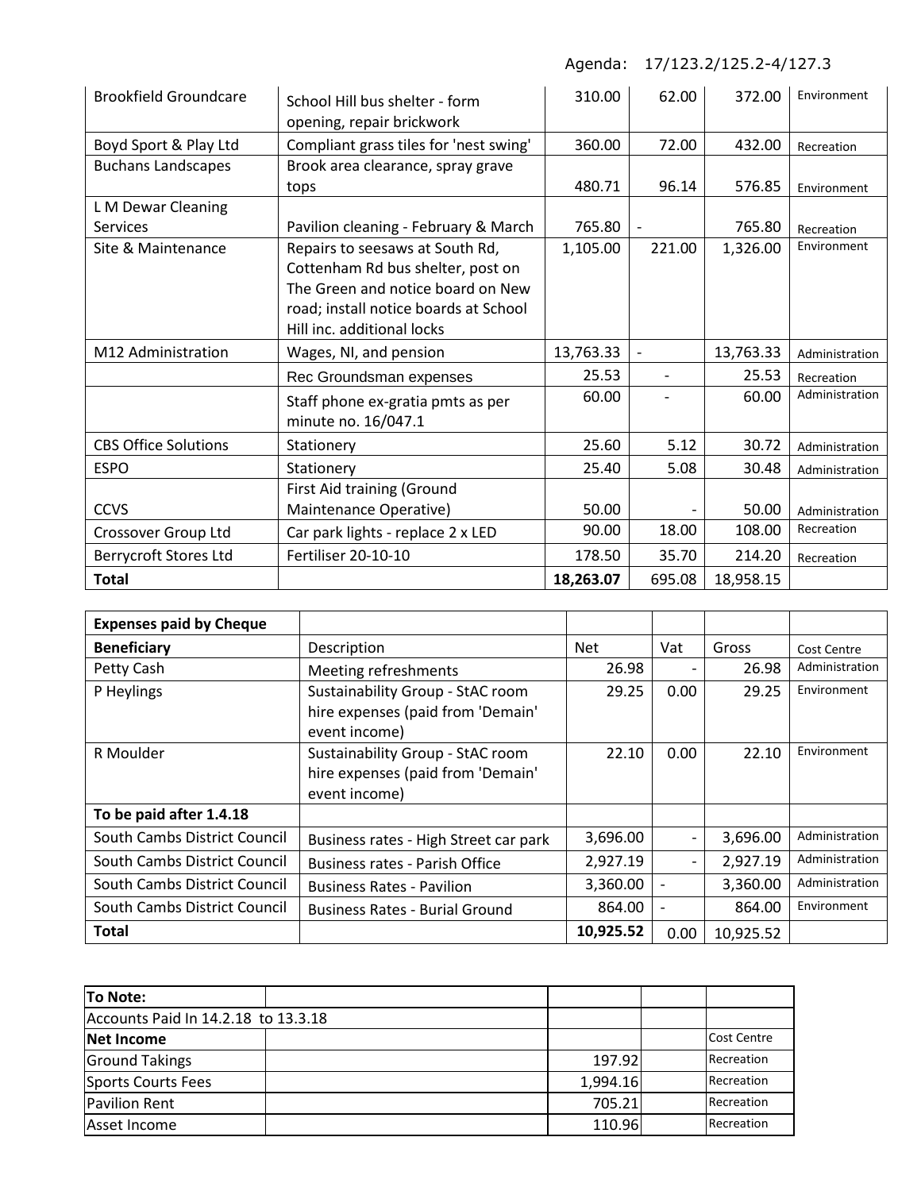Agenda: 17/123.2/125.2-4/127.3

| | | | | | |
|---|---|---|---|---|---|
| Brookfield Groundcare | School Hill bus shelter - form opening, repair brickwork | 310.00 | 62.00 | 372.00 | Environment |
| Boyd Sport & Play Ltd | Compliant grass tiles for 'nest swing' | 360.00 | 72.00 | 432.00 | Recreation |
| Buchans Landscapes | Brook area clearance, spray grave tops | 480.71 | 96.14 | 576.85 | Environment |
| L M Dewar Cleaning Services | Pavilion cleaning - February & March | 765.80 | - | 765.80 | Recreation |
| Site & Maintenance | Repairs to seesaws at South Rd, Cottenham Rd bus shelter, post on The Green and notice board on New road; install notice boards at School Hill inc. additional locks | 1,105.00 | 221.00 | 1,326.00 | Environment |
| M12 Administration | Wages, NI, and pension | 13,763.33 | - | 13,763.33 | Administration |
| | Rec Groundsman expenses | 25.53 | - | 25.53 | Recreation |
| | Staff phone ex-gratia pmts as per minute no. 16/047.1 | 60.00 | - | 60.00 | Administration |
| CBS Office Solutions | Stationery | 25.60 | 5.12 | 30.72 | Administration |
| ESPO | Stationery | 25.40 | 5.08 | 30.48 | Administration |
| CCVS | First Aid training (Ground Maintenance Operative) | 50.00 | - | 50.00 | Administration |
| Crossover Group Ltd | Car park lights - replace 2 x LED | 90.00 | 18.00 | 108.00 | Recreation |
| Berrycroft Stores Ltd | Fertiliser 20-10-10 | 178.50 | 35.70 | 214.20 | Recreation |
| **Total** | | **18,263.07** | 695.08 | 18,958.15 | |

| **Expenses paid by Cheque** | | | | | |
|---|---|---|---|---|---|
| **Beneficiary** | Description | Net | Vat | Gross | Cost Centre |
| Petty Cash | Meeting refreshments | 26.98 | - | 26.98 | Administration |
| P Heylings | Sustainability Group - StAC room hire expenses (paid from 'Demain' event income) | 29.25 | 0.00 | 29.25 | Environment |
| R Moulder | Sustainability Group - StAC room hire expenses (paid from 'Demain' event income) | 22.10 | 0.00 | 22.10 | Environment |
| **To be paid after 1.4.18** | | | | | |
| South Cambs District Council | Business rates - High Street car park | 3,696.00 | - | 3,696.00 | Administration |
| South Cambs District Council | Business rates - Parish Office | 2,927.19 | - | 2,927.19 | Administration |
| South Cambs District Council | Business Rates - Pavilion | 3,360.00 | - | 3,360.00 | Administration |
| South Cambs District Council | Business Rates - Burial Ground | 864.00 | - | 864.00 | Environment |
| **Total** | | **10,925.52** | 0.00 | 10,925.52 | |

| **To Note:** | | | | |
|---|---|---|---|---|
| Accounts Paid In 14.2.18 to 13.3.18 | | | | |
| **Net Income** | | | | Cost Centre |
| Ground Takings | | 197.92 | | Recreation |
| Sports Courts Fees | | 1,994.16 | | Recreation |
| Pavilion Rent | | 705.21 | | Recreation |
| Asset Income | | 110.96 | | Recreation |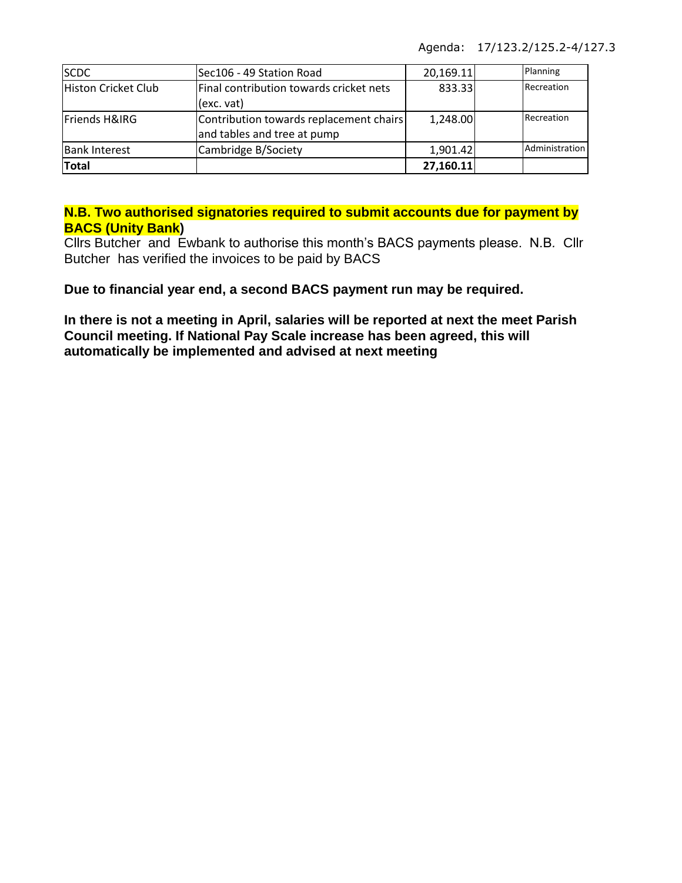Agenda: 17/123.2/125.2-4/127.3

| | | | | |
|---|---|---|---|---|
| SCDC | Sec106 - 49 Station Road | 20,169.11 | | Planning |
| Histon Cricket Club | Final contribution towards cricket nets (exc. vat) | 833.33 | | Recreation |
| Friends H&IRG | Contribution towards replacement chairs and tables and tree at pump | 1,248.00 | | Recreation |
| Bank Interest | Cambridge B/Society | 1,901.42 | | Administration |
| **Total** | | **27,160.11** | | |

**N.B. Two authorised signatories required to submit accounts due for payment by BACS (Unity Bank)**

Cllrs Butcher and Ewbank to authorise this month's BACS payments please. N.B. Cllr Butcher has verified the invoices to be paid by BACS

**Due to financial year end, a second BACS payment run may be required.**

**In there is not a meeting in April, salaries will be reported at next the meet Parish Council meeting. If National Pay Scale increase has been agreed, this will automatically be implemented and advised at next meeting**